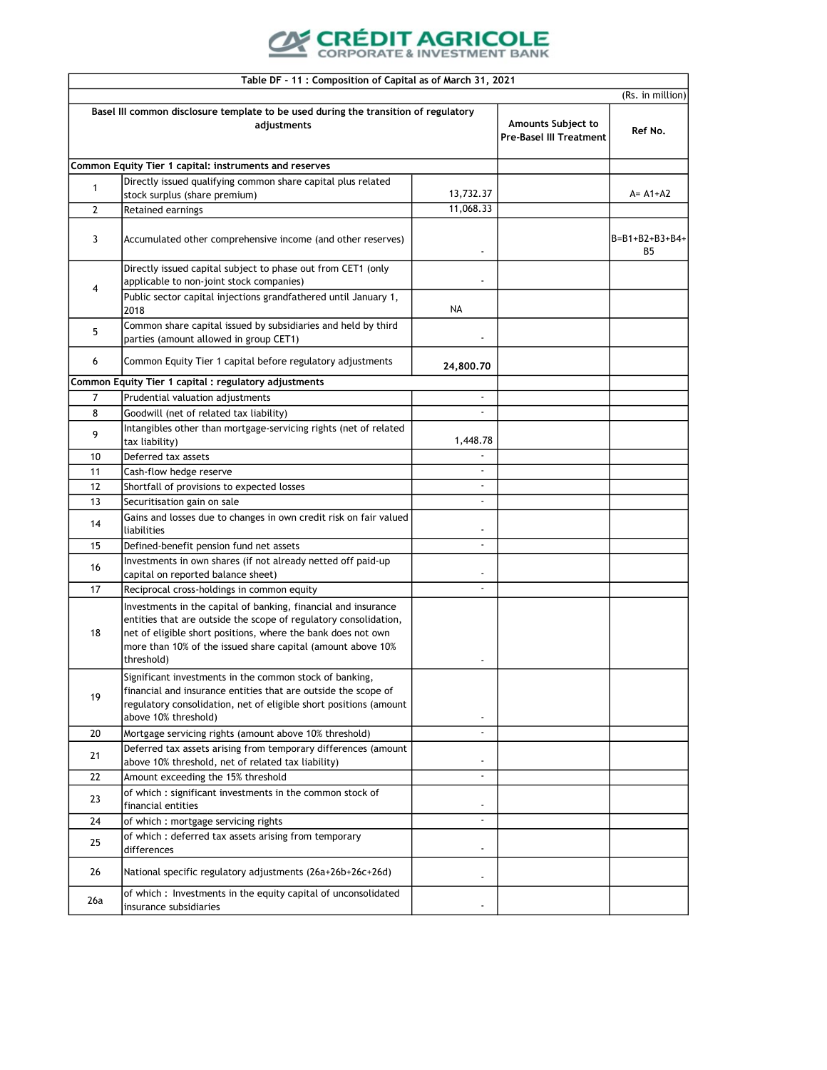CRÉDIT AGRICOLE
CORPORATE & INVESTMENT BANK

| Table DF - 11 : Composition of Capital as of March 31, 2021 | | | | |
|---|---|---|---|---|
| | | | | (Rs. in million) |
| Basel III common disclosure template to be used during the transition of regulatory adjustments | | | Amounts Subject to Pre-Basel III Treatment | Ref No. |
| **Common Equity Tier 1 capital: instruments and reserves** | | | | |
| 1 | Directly issued qualifying common share capital plus related stock surplus (share premium) | 13,732.37 | | A= A1+A2 |
| 2 | Retained earnings | 11,068.33 | | |
| 3 | Accumulated other comprehensive income (and other reserves) | - | | B=B1+B2+B3+B4+B5 |
| 4 | Directly issued capital subject to phase out from CET1 (only applicable to non-joint stock companies) | - | | |
| | Public sector capital injections grandfathered until January 1, 2018 | NA | | |
| 5 | Common share capital issued by subsidiaries and held by third parties (amount allowed in group CET1) | - | | |
| 6 | Common Equity Tier 1 capital before regulatory adjustments | **24,800.70** | | |
| **Common Equity Tier 1 capital : regulatory adjustments** | | | | |
| 7 | Prudential valuation adjustments | - | | |
| 8 | Goodwill (net of related tax liability) | - | | |
| 9 | Intangibles other than mortgage-servicing rights (net of related tax liability) | 1,448.78 | | |
| 10 | Deferred tax assets | - | | |
| 11 | Cash-flow hedge reserve | - | | |
| 12 | Shortfall of provisions to expected losses | - | | |
| 13 | Securitisation gain on sale | - | | |
| 14 | Gains and losses due to changes in own credit risk on fair valued liabilities | - | | |
| 15 | Defined-benefit pension fund net assets | - | | |
| 16 | Investments in own shares (if not already netted off paid-up capital on reported balance sheet) | - | | |
| 17 | Reciprocal cross-holdings in common equity | - | | |
| 18 | Investments in the capital of banking, financial and insurance entities that are outside the scope of regulatory consolidation, net of eligible short positions, where the bank does not own more than 10% of the issued share capital (amount above 10% threshold) | - | | |
| 19 | Significant investments in the common stock of banking, financial and insurance entities that are outside the scope of regulatory consolidation, net of eligible short positions (amount above 10% threshold) | - | | |
| 20 | Mortgage servicing rights (amount above 10% threshold) | - | | |
| 21 | Deferred tax assets arising from temporary differences (amount above 10% threshold, net of related tax liability) | - | | |
| 22 | Amount exceeding the 15% threshold | - | | |
| 23 | of which : significant investments in the common stock of financial entities | - | | |
| 24 | of which : mortgage servicing rights | - | | |
| 25 | of which : deferred tax assets arising from temporary differences | - | | |
| 26 | National specific regulatory adjustments (26a+26b+26c+26d) | - | | |
| 26a | of which : Investments in the equity capital of unconsolidated insurance subsidiaries | - | | |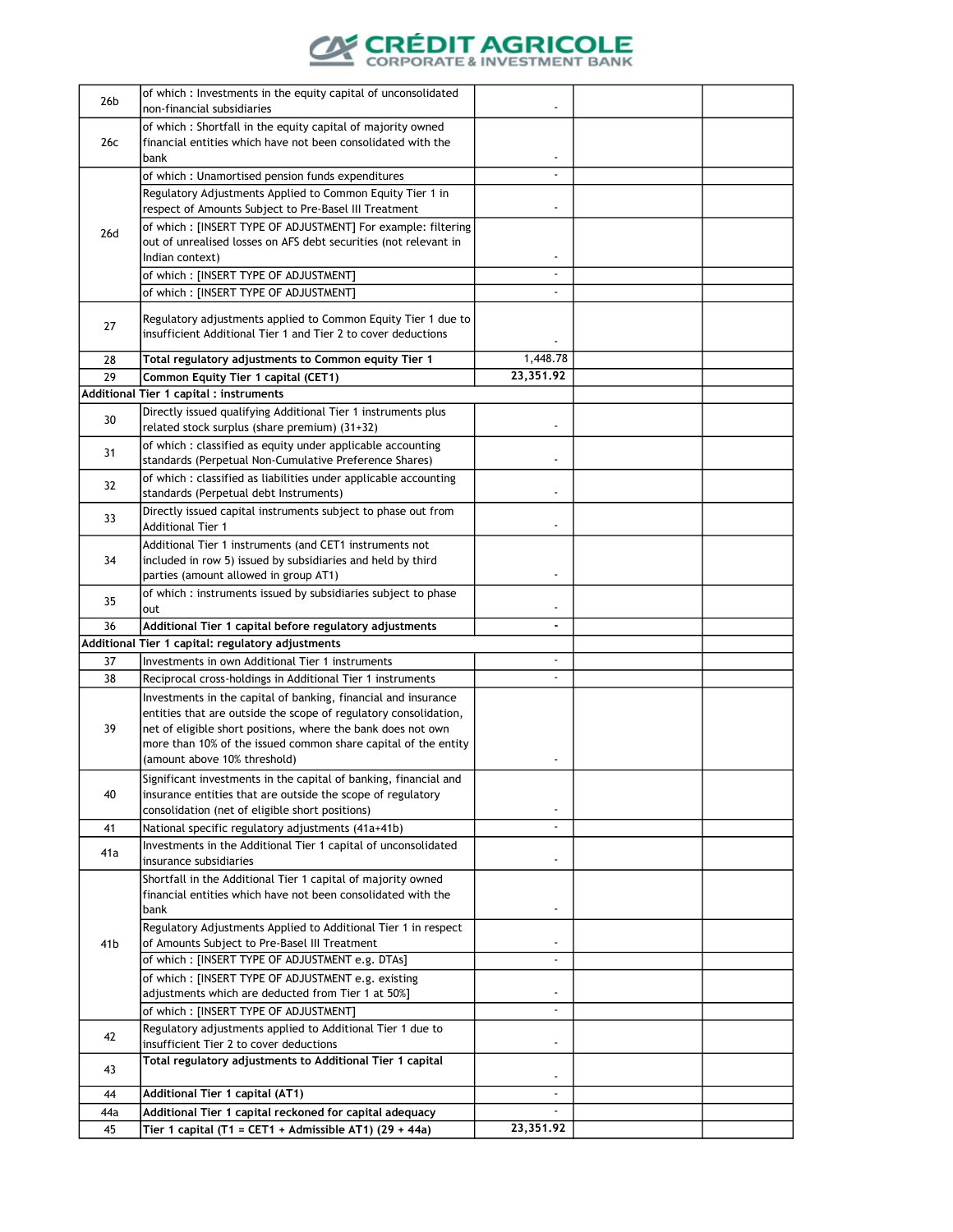| | | | | |
|---|---|---|---|---|
| 26b | of which : Investments in the equity capital of unconsolidated non-financial subsidiaries | - | | |
| 26c | of which : Shortfall in the equity capital of majority owned financial entities which have not been consolidated with the bank | - | | |
| 26d | of which : Unamortised pension funds expenditures | - | | |
| | Regulatory Adjustments Applied to Common Equity Tier 1 in respect of Amounts Subject to Pre-Basel III Treatment | - | | |
| | of which : [INSERT TYPE OF ADJUSTMENT] For example: filtering out of unrealised losses on AFS debt securities (not relevant in Indian context) | - | | |
| | of which : [INSERT TYPE OF ADJUSTMENT] | - | | |
| | of which : [INSERT TYPE OF ADJUSTMENT] | - | | |
| 27 | Regulatory adjustments applied to Common Equity Tier 1 due to insufficient Additional Tier 1 and Tier 2 to cover deductions | - | | |
| 28 | **Total regulatory adjustments to Common equity Tier 1** | 1,448.78 | | |
| 29 | **Common Equity Tier 1 capital (CET1)** | **23,351.92** | | |
| **Additional Tier 1 capital : instruments** | | | | |
| 30 | Directly issued qualifying Additional Tier 1 instruments plus related stock surplus (share premium) (31+32) | - | | |
| 31 | of which : classified as equity under applicable accounting standards (Perpetual Non-Cumulative Preference Shares) | - | | |
| 32 | of which : classified as liabilities under applicable accounting standards (Perpetual debt Instruments) | - | | |
| 33 | Directly issued capital instruments subject to phase out from Additional Tier 1 | - | | |
| 34 | Additional Tier 1 instruments (and CET1 instruments not included in row 5) issued by subsidiaries and held by third parties (amount allowed in group AT1) | - | | |
| 35 | of which : instruments issued by subsidiaries subject to phase out | - | | |
| 36 | **Additional Tier 1 capital before regulatory adjustments** | **-** | | |
| **Additional Tier 1 capital: regulatory adjustments** | | | | |
| 37 | Investments in own Additional Tier 1 instruments | - | | |
| 38 | Reciprocal cross-holdings in Additional Tier 1 instruments | - | | |
| 39 | Investments in the capital of banking, financial and insurance entities that are outside the scope of regulatory consolidation, net of eligible short positions, where the bank does not own more than 10% of the issued common share capital of the entity (amount above 10% threshold) | - | | |
| 40 | Significant investments in the capital of banking, financial and insurance entities that are outside the scope of regulatory consolidation (net of eligible short positions) | - | | |
| 41 | National specific regulatory adjustments (41a+41b) | - | | |
| 41a | Investments in the Additional Tier 1 capital of unconsolidated insurance subsidiaries | - | | |
| 41b | Shortfall in the Additional Tier 1 capital of majority owned financial entities which have not been consolidated with the bank | - | | |
| | Regulatory Adjustments Applied to Additional Tier 1 in respect of Amounts Subject to Pre-Basel III Treatment | - | | |
| | of which : [INSERT TYPE OF ADJUSTMENT e.g. DTAs] | - | | |
| | of which : [INSERT TYPE OF ADJUSTMENT e.g. existing adjustments which are deducted from Tier 1 at 50%] | - | | |
| | of which : [INSERT TYPE OF ADJUSTMENT] | - | | |
| 42 | Regulatory adjustments applied to Additional Tier 1 due to insufficient Tier 2 to cover deductions | - | | |
| 43 | **Total regulatory adjustments to Additional Tier 1 capital** | - | | |
| 44 | **Additional Tier 1 capital (AT1)** | - | | |
| 44a | **Additional Tier 1 capital reckoned for capital adequacy** | - | | |
| 45 | **Tier 1 capital (T1 = CET1 + Admissible AT1) (29 + 44a)** | **23,351.92** | | |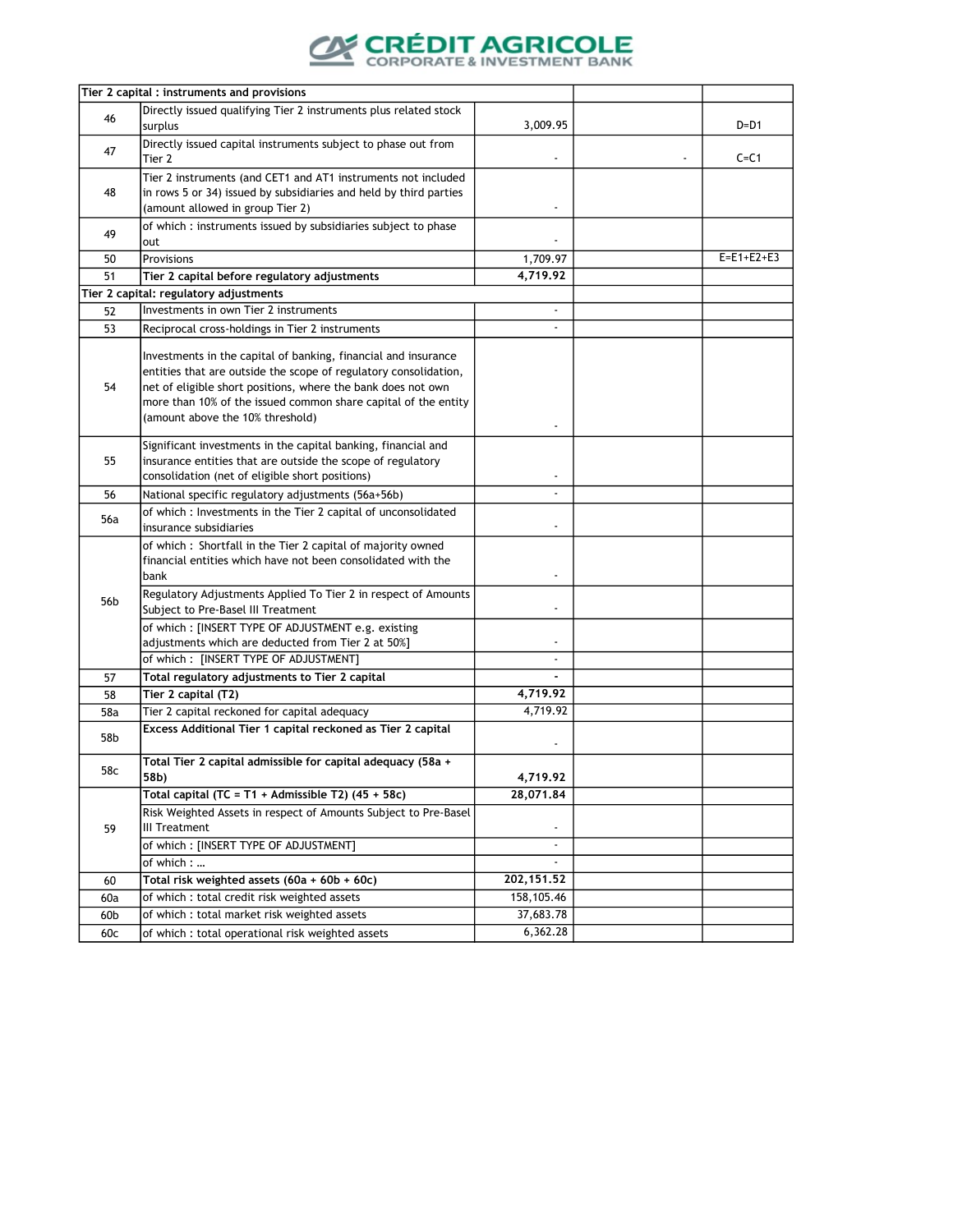| Tier 2 capital : instruments and provisions | | | | |
|---|---|---|---|---|
| 46 | Directly issued qualifying Tier 2 instruments plus related stock surplus | 3,009.95 | | D=D1 |
| 47 | Directly issued capital instruments subject to phase out from Tier 2 | - | - | C=C1 |
| 48 | Tier 2 instruments (and CET1 and AT1 instruments not included in rows 5 or 34) issued by subsidiaries and held by third parties (amount allowed in group Tier 2) | - | | |
| 49 | of which : instruments issued by subsidiaries subject to phase out | - | | |
| 50 | Provisions | 1,709.97 | | E=E1+E2+E3 |
| 51 | **Tier 2 capital before regulatory adjustments** | **4,719.92** | | |
| **Tier 2 capital: regulatory adjustments** | | | | |
| 52 | Investments in own Tier 2 instruments | - | | |
| 53 | Reciprocal cross-holdings in Tier 2 instruments | - | | |
| 54 | Investments in the capital of banking, financial and insurance entities that are outside the scope of regulatory consolidation, net of eligible short positions, where the bank does not own more than 10% of the issued common share capital of the entity (amount above the 10% threshold) | - | | |
| 55 | Significant investments in the capital banking, financial and insurance entities that are outside the scope of regulatory consolidation (net of eligible short positions) | - | | |
| 56 | National specific regulatory adjustments (56a+56b) | - | | |
| 56a | of which : Investments in the Tier 2 capital of unconsolidated insurance subsidiaries | - | | |
| 56b | of which : Shortfall in the Tier 2 capital of majority owned financial entities which have not been consolidated with the bank | - | | |
| | Regulatory Adjustments Applied To Tier 2 in respect of Amounts Subject to Pre-Basel III Treatment | - | | |
| | of which : [INSERT TYPE OF ADJUSTMENT e.g. existing adjustments which are deducted from Tier 2 at 50%] | - | | |
| | of which : [INSERT TYPE OF ADJUSTMENT] | - | | |
| 57 | **Total regulatory adjustments to Tier 2 capital** | **-** | | |
| 58 | **Tier 2 capital (T2)** | **4,719.92** | | |
| 58a | Tier 2 capital reckoned for capital adequacy | 4,719.92 | | |
| 58b | **Excess Additional Tier 1 capital reckoned as Tier 2 capital** | - | | |
| 58c | **Total Tier 2 capital admissible for capital adequacy (58a + 58b)** | **4,719.92** | | |
| 59 | **Total capital (TC = T1 + Admissible T2) (45 + 58c)** | **28,071.84** | | |
| | Risk Weighted Assets in respect of Amounts Subject to Pre-Basel III Treatment | - | | |
| | of which : [INSERT TYPE OF ADJUSTMENT] | - | | |
| | of which : … | - | | |
| 60 | **Total risk weighted assets (60a + 60b + 60c)** | **202,151.52** | | |
| 60a | of which : total credit risk weighted assets | 158,105.46 | | |
| 60b | of which : total market risk weighted assets | 37,683.78 | | |
| 60c | of which : total operational risk weighted assets | 6,362.28 | | |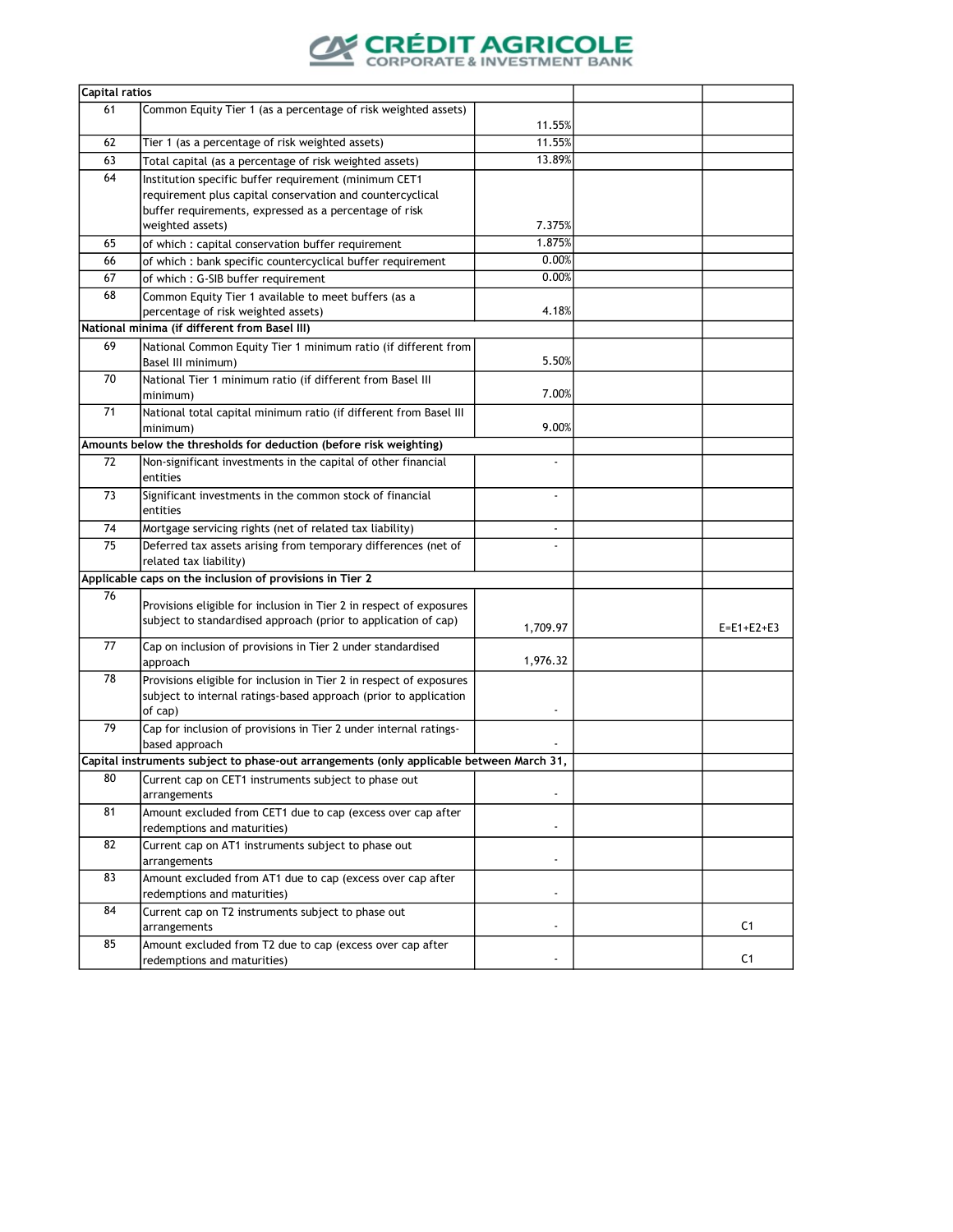| Capital ratios | | | | |
|---|---|---|---|---|
| 61 | Common Equity Tier 1 (as a percentage of risk weighted assets) | 11.55% | | |
| 62 | Tier 1 (as a percentage of risk weighted assets) | 11.55% | | |
| 63 | Total capital (as a percentage of risk weighted assets) | 13.89% | | |
| 64 | Institution specific buffer requirement (minimum CET1 requirement plus capital conservation and countercyclical buffer requirements, expressed as a percentage of risk weighted assets) | 7.375% | | |
| 65 | of which : capital conservation buffer requirement | 1.875% | | |
| 66 | of which : bank specific countercyclical buffer requirement | 0.00% | | |
| 67 | of which : G-SIB buffer requirement | 0.00% | | |
| 68 | Common Equity Tier 1 available to meet buffers (as a percentage of risk weighted assets) | 4.18% | | |
| **National minima (if different from Basel III)** | | | | |
| 69 | National Common Equity Tier 1 minimum ratio (if different from Basel III minimum) | 5.50% | | |
| 70 | National Tier 1 minimum ratio (if different from Basel III minimum) | 7.00% | | |
| 71 | National total capital minimum ratio (if different from Basel III minimum) | 9.00% | | |
| **Amounts below the thresholds for deduction (before risk weighting)** | | | | |
| 72 | Non-significant investments in the capital of other financial entities | - | | |
| 73 | Significant investments in the common stock of financial entities | - | | |
| 74 | Mortgage servicing rights (net of related tax liability) | - | | |
| 75 | Deferred tax assets arising from temporary differences (net of related tax liability) | - | | |
| **Applicable caps on the inclusion of provisions in Tier 2** | | | | |
| 76 | Provisions eligible for inclusion in Tier 2 in respect of exposures subject to standardised approach (prior to application of cap) | 1,709.97 | | E=E1+E2+E3 |
| 77 | Cap on inclusion of provisions in Tier 2 under standardised approach | 1,976.32 | | |
| 78 | Provisions eligible for inclusion in Tier 2 in respect of exposures subject to internal ratings-based approach (prior to application of cap) | - | | |
| 79 | Cap for inclusion of provisions in Tier 2 under internal ratings-based approach | - | | |
| **Capital instruments subject to phase-out arrangements (only applicable between March 31,** | | | | |
| 80 | Current cap on CET1 instruments subject to phase out arrangements | - | | |
| 81 | Amount excluded from CET1 due to cap (excess over cap after redemptions and maturities) | - | | |
| 82 | Current cap on AT1 instruments subject to phase out arrangements | - | | |
| 83 | Amount excluded from AT1 due to cap (excess over cap after redemptions and maturities) | - | | |
| 84 | Current cap on T2 instruments subject to phase out arrangements | - | | C1 |
| 85 | Amount excluded from T2 due to cap (excess over cap after redemptions and maturities) | - | | C1 |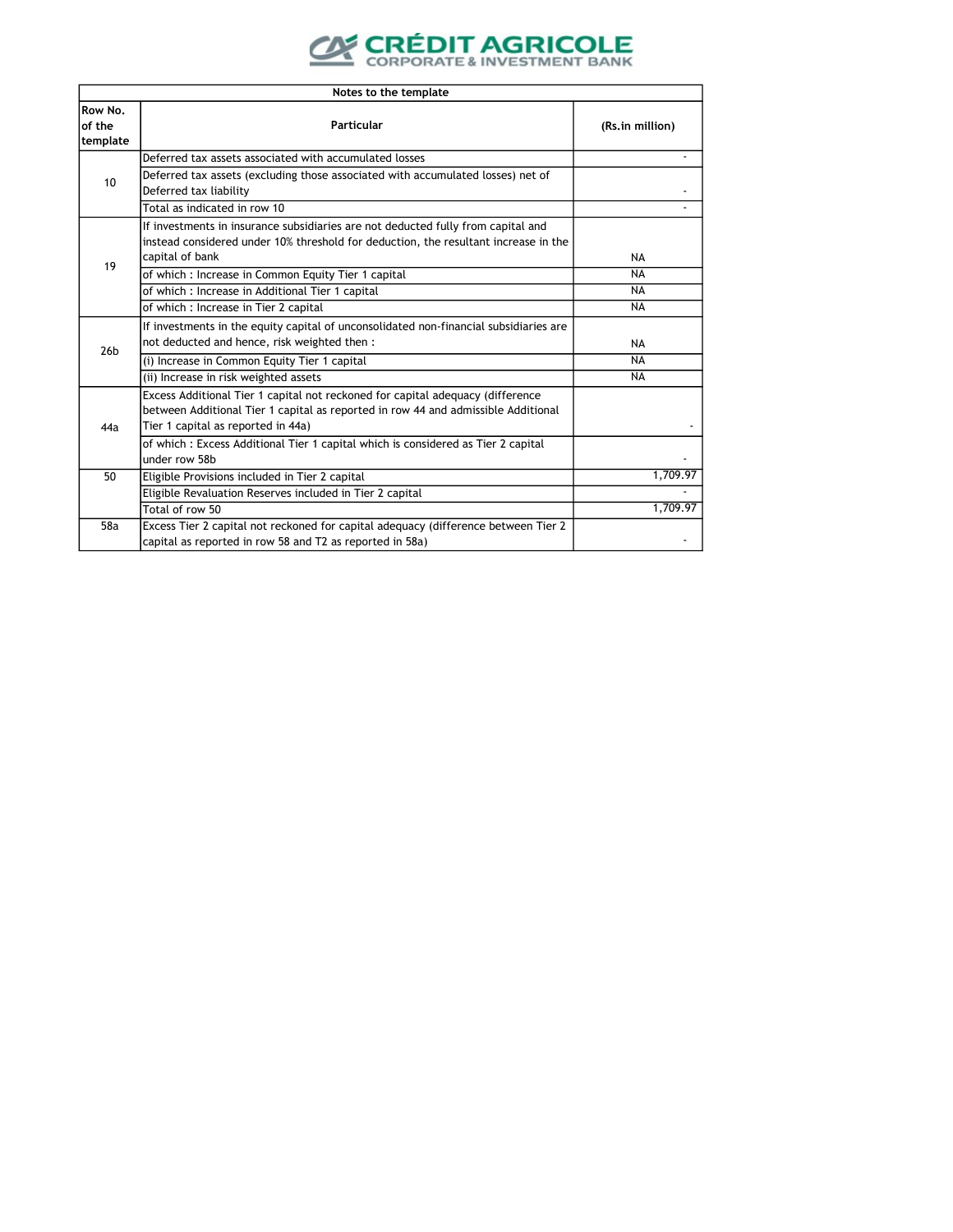| Notes to the template | | |
|---|---|---|
| Row No. of the template | Particular | (Rs.in million) |
| 10 | Deferred tax assets associated with accumulated losses | - |
| | Deferred tax assets (excluding those associated with accumulated losses) net of Deferred tax liability | - |
| | Total as indicated in row 10 | - |
| 19 | If investments in insurance subsidiaries are not deducted fully from capital and instead considered under 10% threshold for deduction, the resultant increase in the capital of bank | NA |
| | of which : Increase in Common Equity Tier 1 capital | NA |
| | of which : Increase in Additional Tier 1 capital | NA |
| | of which : Increase in Tier 2 capital | NA |
| 26b | If investments in the equity capital of unconsolidated non-financial subsidiaries are not deducted and hence, risk weighted then : | NA |
| | (i) Increase in Common Equity Tier 1 capital | NA |
| | (ii) Increase in risk weighted assets | NA |
| 44a | Excess Additional Tier 1 capital not reckoned for capital adequacy (difference between Additional Tier 1 capital as reported in row 44 and admissible Additional Tier 1 capital as reported in 44a) | - |
| | of which : Excess Additional Tier 1 capital which is considered as Tier 2 capital under row 58b | - |
| 50 | Eligible Provisions included in Tier 2 capital | 1,709.97 |
| | Eligible Revaluation Reserves included in Tier 2 capital | - |
| | Total of row 50 | 1,709.97 |
| 58a | Excess Tier 2 capital not reckoned for capital adequacy (difference between Tier 2 capital as reported in row 58 and T2 as reported in 58a) | - |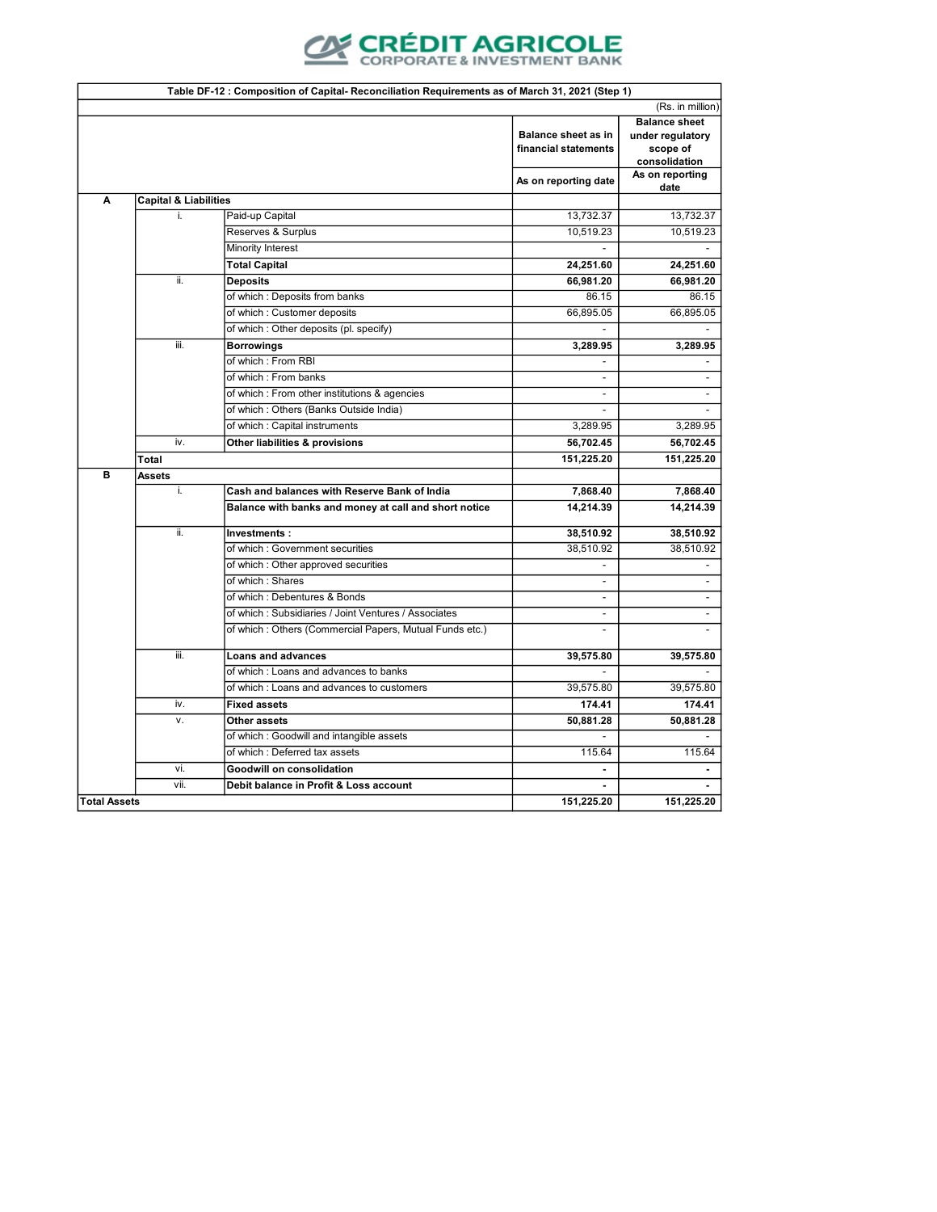CRÉDIT AGRICOLE
CORPORATE & INVESTMENT BANK

| Table DF-12 : Composition of Capital- Reconciliation Requirements as of March 31, 2021 (Step 1) | | | | |
|---|---|---|---|---|
| | | | | (Rs. in million) |
| | | | Balance sheet as in financial statements | Balance sheet under regulatory scope of consolidation |
| | | | As on reporting date | As on reporting date |
| **A** | **Capital & Liabilities** | | | |
| | i. | Paid-up Capital | 13,732.37 | 13,732.37 |
| | | Reserves & Surplus | 10,519.23 | 10,519.23 |
| | | Minority Interest | - | - |
| | | **Total Capital** | **24,251.60** | **24,251.60** |
| | ii. | **Deposits** | **66,981.20** | **66,981.20** |
| | | of which : Deposits from banks | 86.15 | 86.15 |
| | | of which : Customer deposits | 66,895.05 | 66,895.05 |
| | | of which : Other deposits (pl. specify) | - | - |
| | iii. | **Borrowings** | **3,289.95** | **3,289.95** |
| | | of which : From RBI | - | - |
| | | of which : From banks | - | - |
| | | of which : From other institutions & agencies | - | - |
| | | of which : Others (Banks Outside India) | - | - |
| | | of which : Capital instruments | 3,289.95 | 3,289.95 |
| | iv. | **Other liabilities & provisions** | **56,702.45** | **56,702.45** |
| | **Total** | | **151,225.20** | **151,225.20** |
| **B** | **Assets** | | | |
| | i. | **Cash and balances with Reserve Bank of India** | **7,868.40** | **7,868.40** |
| | | **Balance with banks and money at call and short notice** | **14,214.39** | **14,214.39** |
| | ii. | **Investments :** | **38,510.92** | **38,510.92** |
| | | of which : Government securities | 38,510.92 | 38,510.92 |
| | | of which : Other approved securities | - | - |
| | | of which : Shares | - | - |
| | | of which : Debentures & Bonds | - | - |
| | | of which : Subsidiaries / Joint Ventures / Associates | - | - |
| | | of which : Others (Commercial Papers, Mutual Funds etc.) | - | - |
| | iii. | **Loans and advances** | **39,575.80** | **39,575.80** |
| | | of which : Loans and advances to banks | - | - |
| | | of which : Loans and advances to customers | 39,575.80 | 39,575.80 |
| | iv. | **Fixed assets** | **174.41** | **174.41** |
| | v. | **Other assets** | **50,881.28** | **50,881.28** |
| | | of which : Goodwill and intangible assets | - | - |
| | | of which : Deferred tax assets | 115.64 | 115.64 |
| | vi. | **Goodwill on consolidation** | **-** | **-** |
| | vii. | **Debit balance in Profit & Loss account** | **-** | **-** |
| **Total Assets** | | | **151,225.20** | **151,225.20** |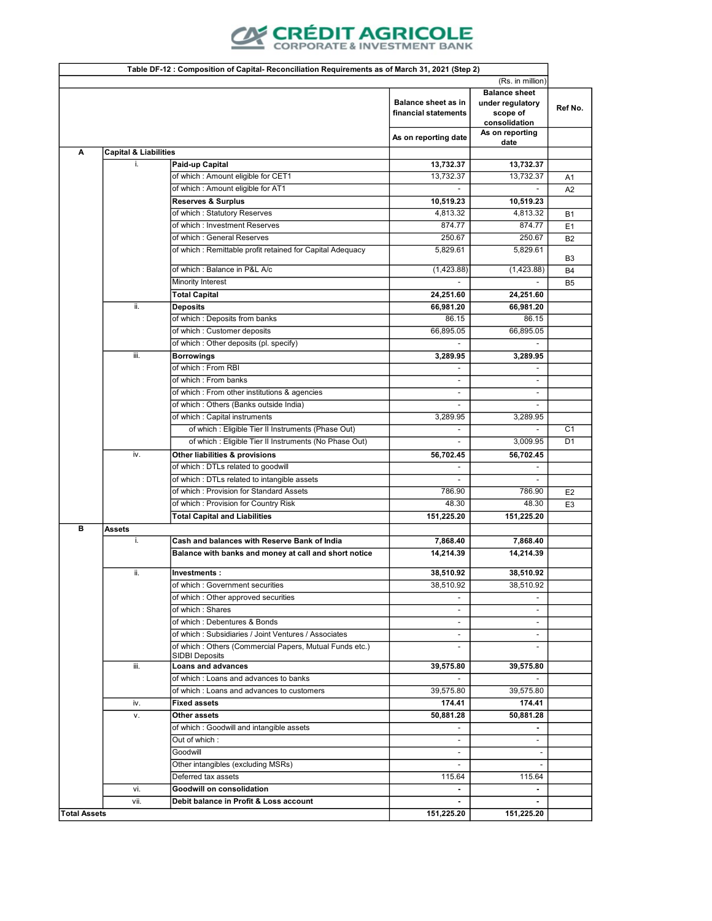**CRÉDIT AGRICOLE CORPORATE & INVESTMENT BANK**

| Table DF-12 : Composition of Capital- Reconciliation Requirements as of March 31, 2021 (Step 2) | | | | | |
|---|---|---|---|---|---|
| | | | | (Rs. in million) | |
| | | | Balance sheet as in financial statements | Balance sheet under regulatory scope of consolidation | Ref No. |
| | | | As on reporting date | As on reporting date | |
| A | Capital & Liabilities | | | | |
| | i. | **Paid-up Capital** | **13,732.37** | **13,732.37** | |
| | | of which : Amount eligible for CET1 | 13,732.37 | 13,732.37 | A1 |
| | | of which : Amount eligible for AT1 | - | - | A2 |
| | | **Reserves & Surplus** | **10,519.23** | **10,519.23** | |
| | | of which : Statutory Reserves | 4,813.32 | 4,813.32 | B1 |
| | | of which : Investment Reserves | 874.77 | 874.77 | E1 |
| | | of which : General Reserves | 250.67 | 250.67 | B2 |
| | | of which : Remittable profit retained for Capital Adequacy | 5,829.61 | 5,829.61 | B3 |
| | | of which : Balance in P&L A/c | (1,423.88) | (1,423.88) | B4 |
| | | Minority Interest | - | - | B5 |
| | | **Total Capital** | **24,251.60** | **24,251.60** | |
| | ii. | **Deposits** | **66,981.20** | **66,981.20** | |
| | | of which : Deposits from banks | 86.15 | 86.15 | |
| | | of which : Customer deposits | 66,895.05 | 66,895.05 | |
| | | of which : Other deposits (pl. specify) | - | - | |
| | iii. | **Borrowings** | **3,289.95** | **3,289.95** | |
| | | of which : From RBI | - | - | |
| | | of which : From banks | - | - | |
| | | of which : From other institutions & agencies | - | - | |
| | | of which : Others (Banks outside India) | - | - | |
| | | of which : Capital instruments | 3,289.95 | 3,289.95 | |
| | | of which : Eligible Tier II Instruments (Phase Out) | - | - | C1 |
| | | of which : Eligible Tier II Instruments (No Phase Out) | - | 3,009.95 | D1 |
| | iv. | **Other liabilities & provisions** | **56,702.45** | **56,702.45** | |
| | | of which : DTLs related to goodwill | - | - | |
| | | of which : DTLs related to intangible assets | - | - | |
| | | of which : Provision for Standard Assets | 786.90 | 786.90 | E2 |
| | | of which : Provision for Country Risk | 48.30 | 48.30 | E3 |
| | | **Total Capital and Liabilities** | **151,225.20** | **151,225.20** | |
| B | Assets | | | | |
| | i. | **Cash and balances with Reserve Bank of India** | **7,868.40** | **7,868.40** | |
| | | **Balance with banks and money at call and short notice** | **14,214.39** | **14,214.39** | |
| | ii. | **Investments :** | **38,510.92** | **38,510.92** | |
| | | of which : Government securities | 38,510.92 | 38,510.92 | |
| | | of which : Other approved securities | - | - | |
| | | of which : Shares | - | - | |
| | | of which : Debentures & Bonds | - | - | |
| | | of which : Subsidiaries / Joint Ventures / Associates | - | - | |
| | | of which : Others (Commercial Papers, Mutual Funds etc.) SIDBI Deposits | - | - | |
| | iii. | **Loans and advances** | **39,575.80** | **39,575.80** | |
| | | of which : Loans and advances to banks | - | - | |
| | | of which : Loans and advances to customers | 39,575.80 | 39,575.80 | |
| | iv. | **Fixed assets** | **174.41** | **174.41** | |
| | v. | **Other assets** | **50,881.28** | **50,881.28** | |
| | | of which : Goodwill and intangible assets | - | - | |
| | | Out of which : | - | - | |
| | | Goodwill | - | - | |
| | | Other intangibles (excluding MSRs) | - | - | |
| | | Deferred tax assets | 115.64 | 115.64 | |
| | vi. | **Goodwill on consolidation** | - | - | |
| | vii. | **Debit balance in Profit & Loss account** | - | - | |
| **Total Assets** | | | **151,225.20** | **151,225.20** | |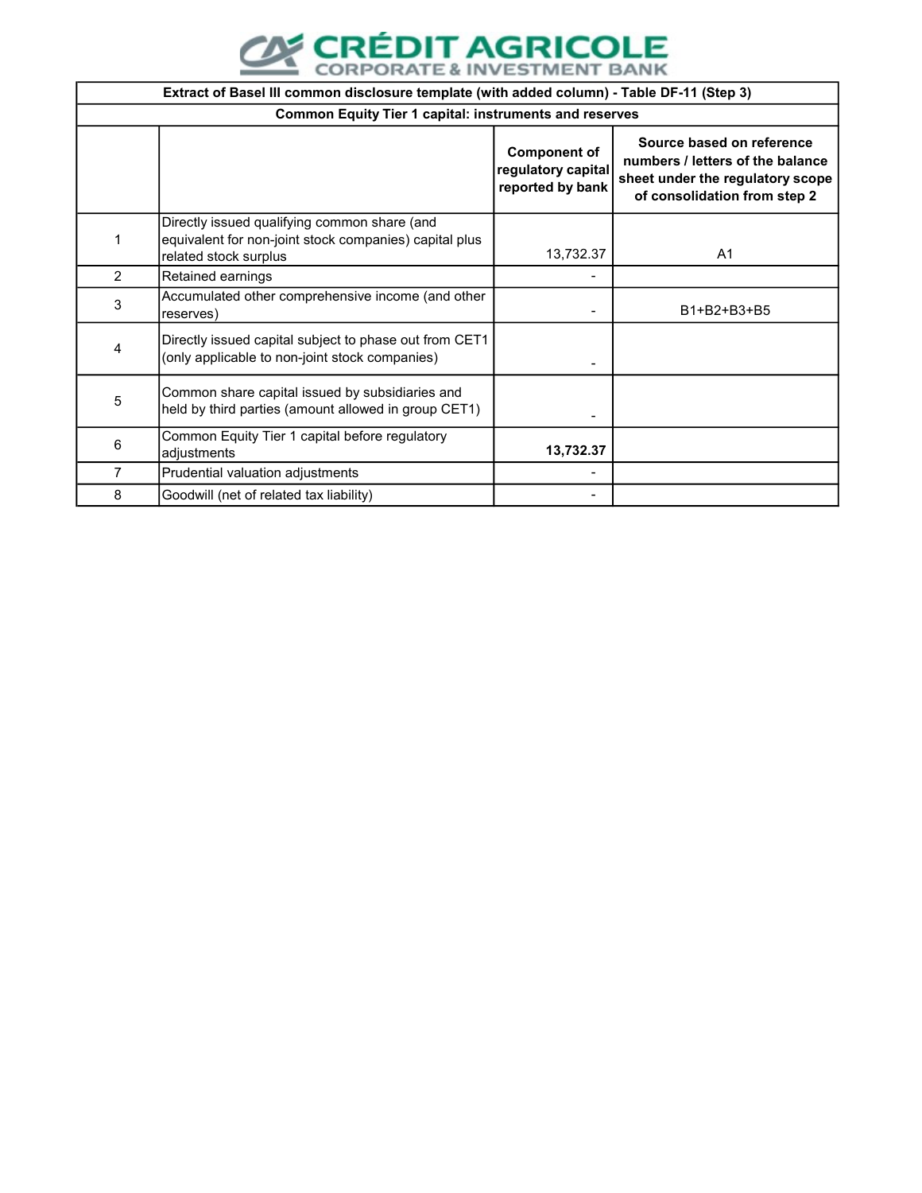CRÉDIT AGRICOLE
CORPORATE & INVESTMENT BANK

| Extract of Basel III common disclosure template (with added column) - Table DF-11 (Step 3) | | | |
|---|---|---|---|
| **Common Equity Tier 1 capital: instruments and reserves** | | | |
| | | **Component of regulatory capital reported by bank** | **Source based on reference numbers / letters of the balance sheet under the regulatory scope of consolidation from step 2** |
| 1 | Directly issued qualifying common share (and equivalent for non-joint stock companies) capital plus related stock surplus | 13,732.37 | A1 |
| 2 | Retained earnings | - | |
| 3 | Accumulated other comprehensive income (and other reserves) | - | B1+B2+B3+B5 |
| 4 | Directly issued capital subject to phase out from CET1 (only applicable to non-joint stock companies) | - | |
| 5 | Common share capital issued by subsidiaries and held by third parties (amount allowed in group CET1) | - | |
| 6 | Common Equity Tier 1 capital before regulatory adjustments | **13,732.37** | |
| 7 | Prudential valuation adjustments | - | |
| 8 | Goodwill (net of related tax liability) | - | |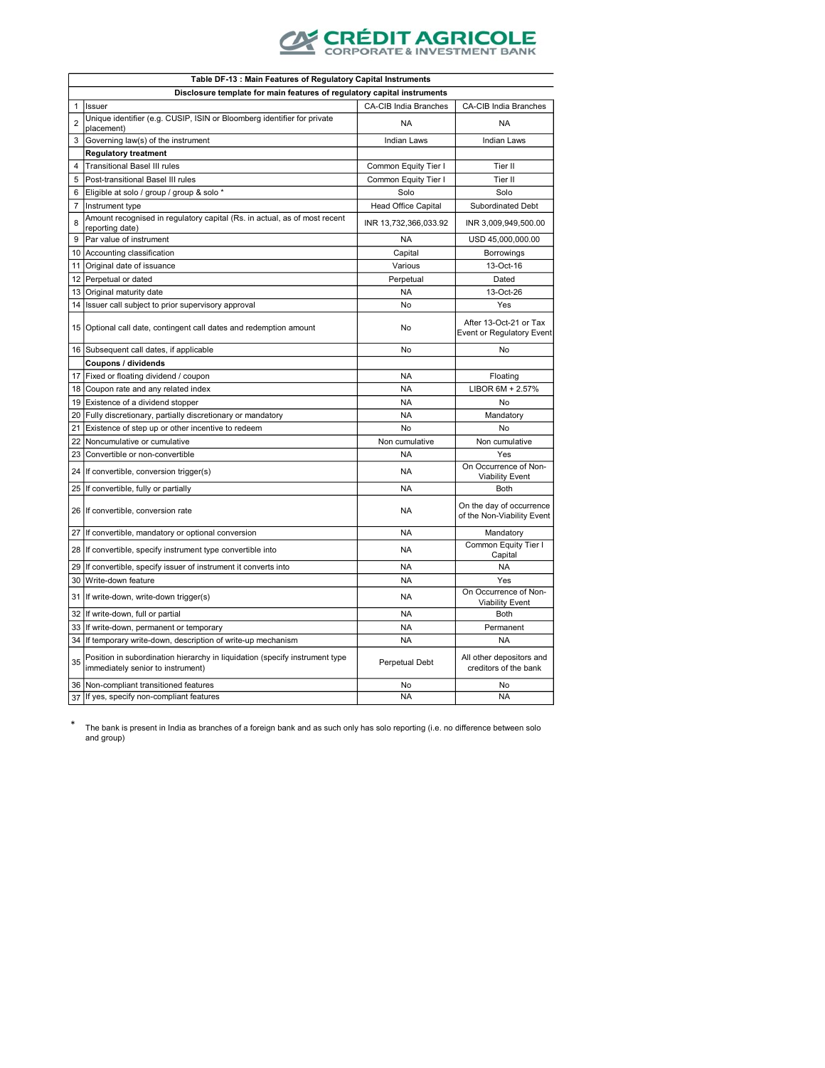CRÉDIT AGRICOLE CORPORATE & INVESTMENT BANK

| Table DF-13 : Main Features of Regulatory Capital Instruments | | | |
|---|---|---|---|
| Disclosure template for main features of regulatory capital instruments | | | |
| 1 | Issuer | CA-CIB India Branches | CA-CIB India Branches |
| 2 | Unique identifier (e.g. CUSIP, ISIN or Bloomberg identifier for private placement) | NA | NA |
| 3 | Governing law(s) of the instrument | Indian Laws | Indian Laws |
| | **Regulatory treatment** | | |
| 4 | Transitional Basel III rules | Common Equity Tier I | Tier II |
| 5 | Post-transitional Basel III rules | Common Equity Tier I | Tier II |
| 6 | Eligible at solo / group / group & solo * | Solo | Solo |
| 7 | Instrument type | Head Office Capital | Subordinated Debt |
| 8 | Amount recognised in regulatory capital (Rs. in actual, as of most recent reporting date) | INR 13,732,366,033.92 | INR 3,009,949,500.00 |
| 9 | Par value of instrument | NA | USD 45,000,000.00 |
| 10 | Accounting classification | Capital | Borrowings |
| 11 | Original date of issuance | Various | 13-Oct-16 |
| 12 | Perpetual or dated | Perpetual | Dated |
| 13 | Original maturity date | NA | 13-Oct-26 |
| 14 | Issuer call subject to prior supervisory approval | No | Yes |
| 15 | Optional call date, contingent call dates and redemption amount | No | After 13-Oct-21 or Tax Event or Regulatory Event |
| 16 | Subsequent call dates, if applicable | No | No |
| | **Coupons / dividends** | | |
| 17 | Fixed or floating dividend / coupon | NA | Floating |
| 18 | Coupon rate and any related index | NA | LIBOR 6M + 2.57% |
| 19 | Existence of a dividend stopper | NA | No |
| 20 | Fully discretionary, partially discretionary or mandatory | NA | Mandatory |
| 21 | Existence of step up or other incentive to redeem | No | No |
| 22 | Noncumulative or cumulative | Non cumulative | Non cumulative |
| 23 | Convertible or non-convertible | NA | Yes |
| 24 | If convertible, conversion trigger(s) | NA | On Occurrence of Non-Viability Event |
| 25 | If convertible, fully or partially | NA | Both |
| 26 | If convertible, conversion rate | NA | On the day of occurrence of the Non-Viability Event |
| 27 | If convertible, mandatory or optional conversion | NA | Mandatory |
| 28 | If convertible, specify instrument type convertible into | NA | Common Equity Tier I Capital |
| 29 | If convertible, specify issuer of instrument it converts into | NA | NA |
| 30 | Write-down feature | NA | Yes |
| 31 | If write-down, write-down trigger(s) | NA | On Occurrence of Non-Viability Event |
| 32 | If write-down, full or partial | NA | Both |
| 33 | If write-down, permanent or temporary | NA | Permanent |
| 34 | If temporary write-down, description of write-up mechanism | NA | NA |
| 35 | Position in subordination hierarchy in liquidation (specify instrument type immediately senior to instrument) | Perpetual Debt | All other depositors and creditors of the bank |
| 36 | Non-compliant transitioned features | No | No |
| 37 | If yes, specify non-compliant features | NA | NA |

\* The bank is present in India as branches of a foreign bank and as such only has solo reporting (i.e. no difference between solo and group)